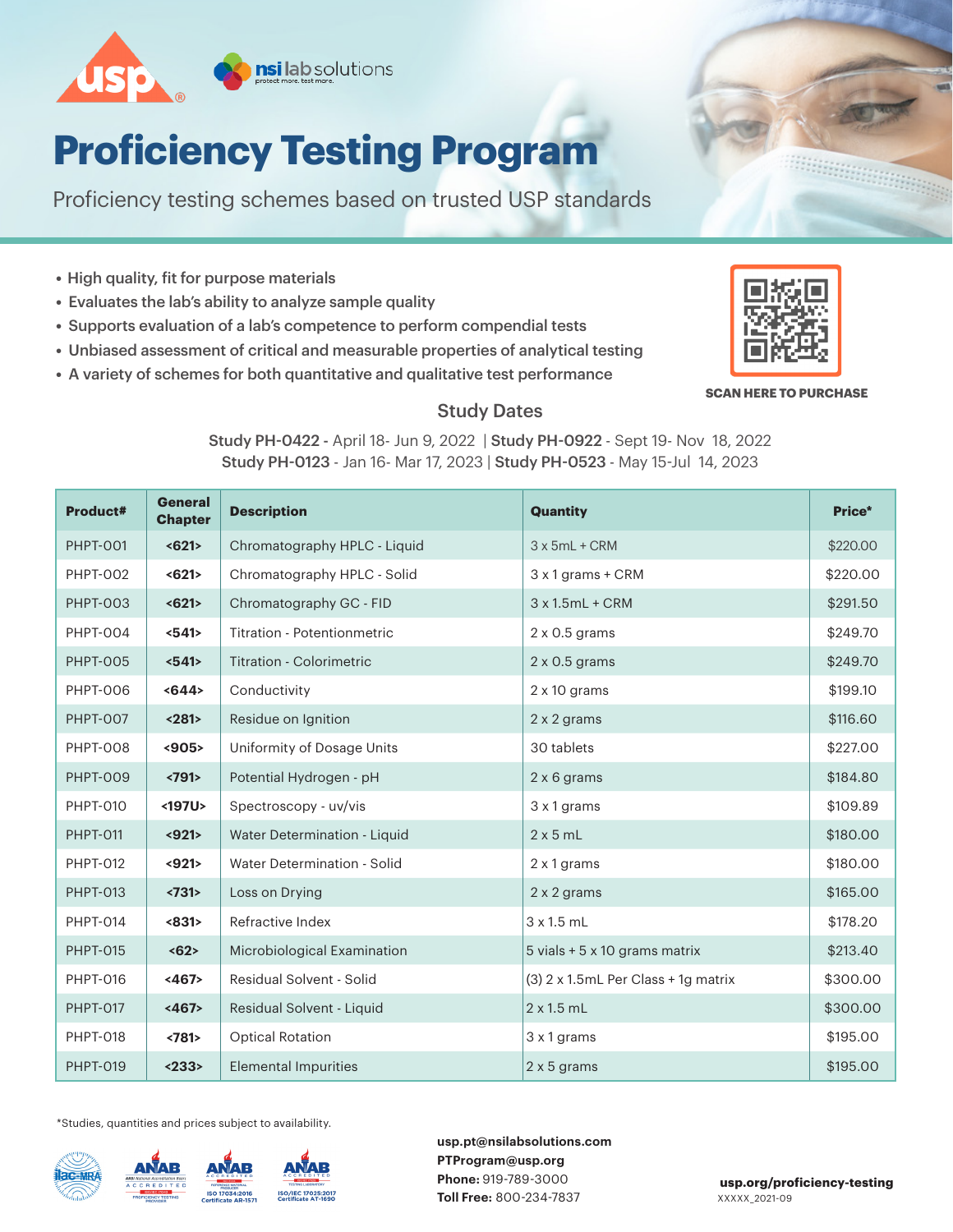# Proficiency Testing Program

Proficiency testing schemes based on trusted USP standards

- High quality, fit for purpose materials
- Evaluates the lab's ability to analyze sample quality
- Supports evaluation of a lab's competence to perform compendial tests
- Unbiased assessment of critical and measurable properties of analytical testing
- A variety of schemes for both quantitative and qualitative test performance

**SCAN HERE TO PURCHASE**

## Study Dates

**Study PH-0422** - April 18- Jun 9, 2022 | **Study PH-0922** - Sept 19- Nov 18, 2022
**Study PH-0123** - Jan 16- Mar 17, 2023 | **Study PH-0523** - May 15-Jul 14, 2023

| Product# | General Chapter | Description | Quantity | Price* |
|---|---|---|---|---|
| PHPT-001 | <621> | Chromatography HPLC - Liquid | 3 x 5mL + CRM | $220.00 |
| PHPT-002 | <621> | Chromatography HPLC - Solid | 3 x 1 grams + CRM | $220.00 |
| PHPT-003 | <621> | Chromatography GC - FID | 3 x 1.5mL + CRM | $291.50 |
| PHPT-004 | <541> | Titration - Potentionmetric | 2 x 0.5 grams | $249.70 |
| PHPT-005 | <541> | Titration - Colorimetric | 2 x 0.5 grams | $249.70 |
| PHPT-006 | <644> | Conductivity | 2 x 10 grams | $199.10 |
| PHPT-007 | <281> | Residue on Ignition | 2 x 2 grams | $116.60 |
| PHPT-008 | <905> | Uniformity of Dosage Units | 30 tablets | $227.00 |
| PHPT-009 | <791> | Potential Hydrogen - pH | 2 x 6 grams | $184.80 |
| PHPT-010 | <197U> | Spectroscopy - uv/vis | 3 x 1 grams | $109.89 |
| PHPT-011 | <921> | Water Determination - Liquid | 2 x 5 mL | $180.00 |
| PHPT-012 | <921> | Water Determination - Solid | 2 x 1 grams | $180.00 |
| PHPT-013 | <731> | Loss on Drying | 2 x 2 grams | $165.00 |
| PHPT-014 | <831> | Refractive Index | 3 x 1.5 mL | $178.20 |
| PHPT-015 | <62> | Microbiological Examination | 5 vials + 5 x 10 grams matrix | $213.40 |
| PHPT-016 | <467> | Residual Solvent - Solid | (3) 2 x 1.5mL Per Class + 1g matrix | $300.00 |
| PHPT-017 | <467> | Residual Solvent - Liquid | 2 x 1.5 mL | $300.00 |
| PHPT-018 | <781> | Optical Rotation | 3 x 1 grams | $195.00 |
| PHPT-019 | <233> | Elemental Impurities | 2 x 5 grams | $195.00 |

*Studies, quantities and prices subject to availability.

ISO 17034:2016 Certificate AR-1571
ISO/IEC 17025:2017 Certificate AT-1690

usp.pt@nsilabsolutions.com
PTProgram@usp.org
**Phone:** 919-789-3000
**Toll Free:** 800-234-7837

**usp.org/proficiency-testing**
XXXXX_2021-09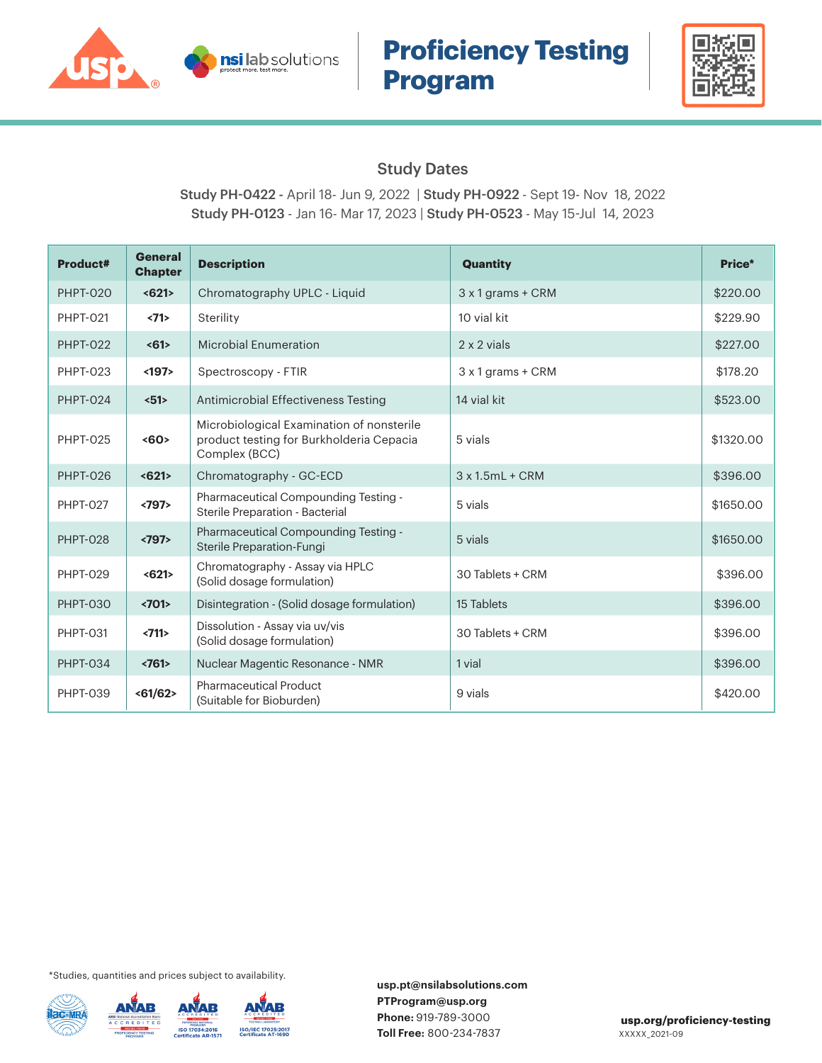# Proficiency Testing Program

## Study Dates

**Study PH-0422** - April 18- Jun 9, 2022 | **Study PH-0922** - Sept 19- Nov 18, 2022
**Study PH-0123** - Jan 16- Mar 17, 2023 | **Study PH-0523** - May 15-Jul 14, 2023

| Product# | General Chapter | Description | Quantity | Price* |
|---|---|---|---|---|
| PHPT-020 | <621> | Chromatography UPLC - Liquid | 3 x 1 grams + CRM | $220.00 |
| PHPT-021 | <71> | Sterility | 10 vial kit | $229.90 |
| PHPT-022 | <61> | Microbial Enumeration | 2 x 2 vials | $227.00 |
| PHPT-023 | <197> | Spectroscopy - FTIR | 3 x 1 grams + CRM | $178.20 |
| PHPT-024 | <51> | Antimicrobial Effectiveness Testing | 14 vial kit | $523.00 |
| PHPT-025 | <60> | Microbiological Examination of nonsterile product testing for Burkholderia Cepacia Complex (BCC) | 5 vials | $1320.00 |
| PHPT-026 | <621> | Chromatography - GC-ECD | 3 x 1.5mL + CRM | $396.00 |
| PHPT-027 | <797> | Pharmaceutical Compounding Testing - Sterile Preparation - Bacterial | 5 vials | $1650.00 |
| PHPT-028 | <797> | Pharmaceutical Compounding Testing - Sterile Preparation-Fungi | 5 vials | $1650.00 |
| PHPT-029 | <621> | Chromatography - Assay via HPLC (Solid dosage formulation) | 30 Tablets + CRM | $396.00 |
| PHPT-030 | <701> | Disintegration - (Solid dosage formulation) | 15 Tablets | $396.00 |
| PHPT-031 | <711> | Dissolution - Assay via uv/vis (Solid dosage formulation) | 30 Tablets + CRM | $396.00 |
| PHPT-034 | <761> | Nuclear Magentic Resonance - NMR | 1 vial | $396.00 |
| PHPT-039 | <61/62> | Pharmaceutical Product (Suitable for Bioburden) | 9 vials | $420.00 |

*Studies, quantities and prices subject to availability.

**usp.pt@nsilabsolutions.com**
**PTProgram@usp.org**
**Phone:** 919-789-3000
**Toll Free:** 800-234-7837

**usp.org/proficiency-testing**
XXXXX_2021-09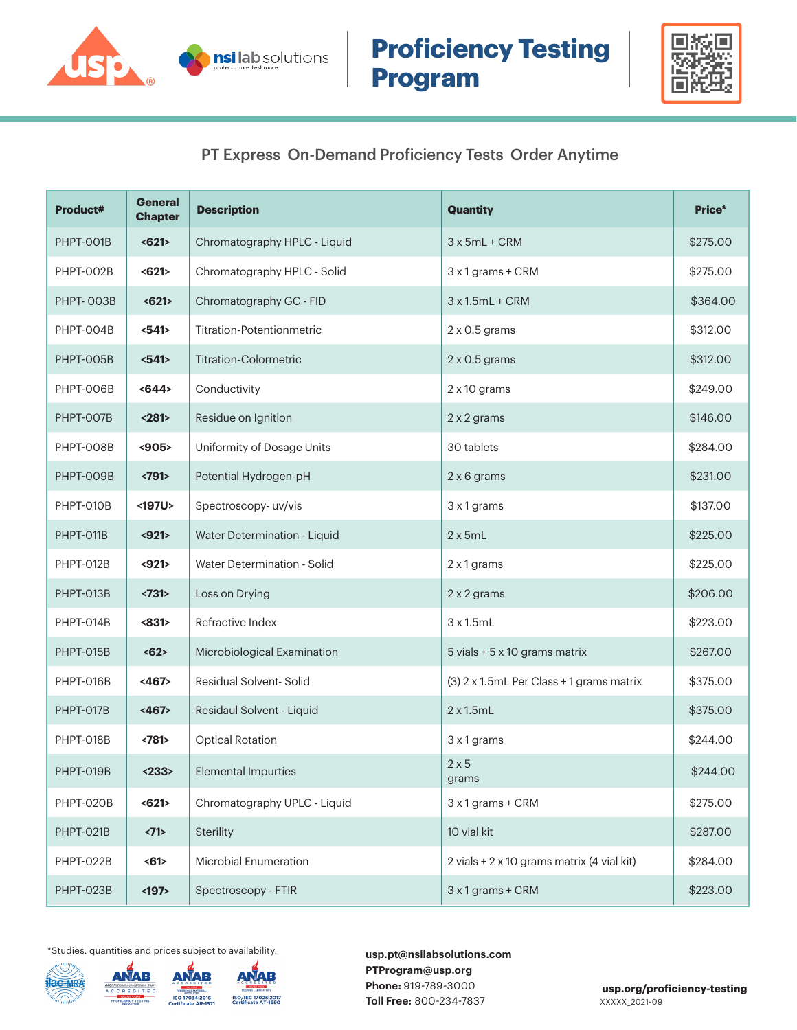# Proficiency Testing Program

## PT Express On-Demand Proficiency Tests Order Anytime

| Product# | General Chapter | Description | Quantity | Price* |
|---|---|---|---|---|
| PHPT-001B | <621> | Chromatography HPLC - Liquid | 3 x 5mL + CRM | $275.00 |
| PHPT-002B | <621> | Chromatography HPLC - Solid | 3 x 1 grams + CRM | $275.00 |
| PHPT- 003B | <621> | Chromatography GC - FID | 3 x 1.5mL + CRM | $364.00 |
| PHPT-004B | <541> | Titration-Potentionmetric | 2 x 0.5 grams | $312.00 |
| PHPT-005B | <541> | Titration-Colormetric | 2 x 0.5 grams | $312.00 |
| PHPT-006B | <644> | Conductivity | 2 x 10 grams | $249.00 |
| PHPT-007B | <281> | Residue on Ignition | 2 x 2 grams | $146.00 |
| PHPT-008B | <905> | Uniformity of Dosage Units | 30 tablets | $284.00 |
| PHPT-009B | <791> | Potential Hydrogen-pH | 2 x 6 grams | $231.00 |
| PHPT-010B | <197U> | Spectroscopy- uv/vis | 3 x 1 grams | $137.00 |
| PHPT-011B | <921> | Water Determination - Liquid | 2 x 5mL | $225.00 |
| PHPT-012B | <921> | Water Determination - Solid | 2 x 1 grams | $225.00 |
| PHPT-013B | <731> | Loss on Drying | 2 x 2 grams | $206.00 |
| PHPT-014B | <831> | Refractive Index | 3 x 1.5mL | $223.00 |
| PHPT-015B | <62> | Microbiological Examination | 5 vials + 5 x 10 grams matrix | $267.00 |
| PHPT-016B | <467> | Residual Solvent- Solid | (3) 2 x 1.5mL Per Class + 1 grams matrix | $375.00 |
| PHPT-017B | <467> | Residaul Solvent - Liquid | 2 x 1.5mL | $375.00 |
| PHPT-018B | <781> | Optical Rotation | 3 x 1 grams | $244.00 |
| PHPT-019B | <233> | Elemental Impurties | 2 x 5 grams | $244.00 |
| PHPT-020B | <621> | Chromatography UPLC - Liquid | 3 x 1 grams + CRM | $275.00 |
| PHPT-021B | <71> | Sterility | 10 vial kit | $287.00 |
| PHPT-022B | <61> | Microbial Enumeration | 2 vials + 2 x 10 grams matrix (4 vial kit) | $284.00 |
| PHPT-023B | <197> | Spectroscopy - FTIR | 3 x 1 grams + CRM | $223.00 |

*Studies, quantities and prices subject to availability.

ISO 17034:2016 Certificate AR-1571

ISO/IEC 17025:2017 Certificate AT-1690

**usp.pt@nsilabsolutions.com**
**PTProgram@usp.org**
**Phone:** 919-789-3000
**Toll Free:** 800-234-7837

**usp.org/proficiency-testing**

XXXXX_2021-09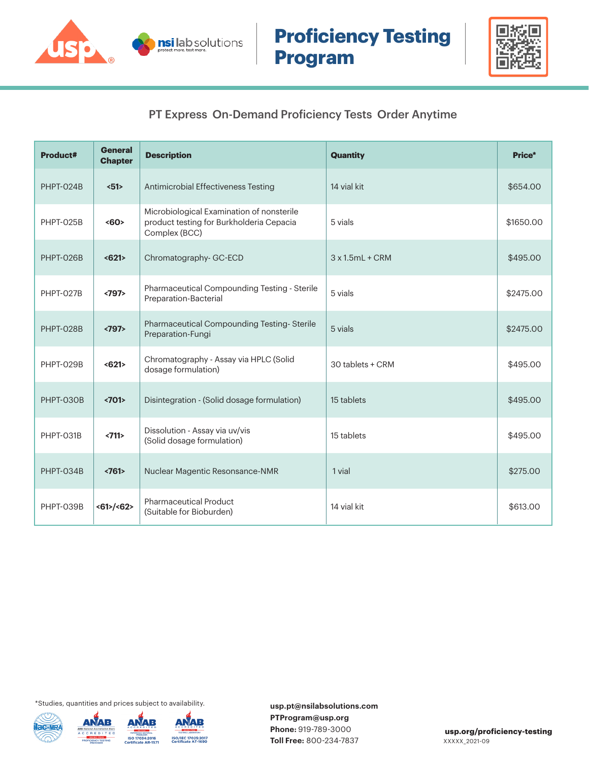# Proficiency Testing Program

## PT Express On-Demand Proficiency Tests Order Anytime

| Product# | General Chapter | Description | Quantity | Price* |
|---|---|---|---|---|
| PHPT-024B | <51> | Antimicrobial Effectiveness Testing | 14 vial kit | $654.00 |
| PHPT-025B | <60> | Microbiological Examination of nonsterile product testing for Burkholderia Cepacia Complex (BCC) | 5 vials | $1650.00 |
| PHPT-026B | <621> | Chromatography- GC-ECD | 3 x 1.5mL + CRM | $495.00 |
| PHPT-027B | <797> | Pharmaceutical Compounding Testing - Sterile Preparation-Bacterial | 5 vials | $2475.00 |
| PHPT-028B | <797> | Pharmaceutical Compounding Testing- Sterile Preparation-Fungi | 5 vials | $2475.00 |
| PHPT-029B | <621> | Chromatography - Assay via HPLC (Solid dosage formulation) | 30 tablets + CRM | $495.00 |
| PHPT-030B | <701> | Disintegration - (Solid dosage formulation) | 15 tablets | $495.00 |
| PHPT-031B | <711> | Dissolution - Assay via uv/vis (Solid dosage formulation) | 15 tablets | $495.00 |
| PHPT-034B | <761> | Nuclear Magentic Resonsance-NMR | 1 vial | $275.00 |
| PHPT-039B | <61>/<62> | Pharmaceutical Product (Suitable for Bioburden) | 14 vial kit | $613.00 |

*Studies, quantities and prices subject to availability.

**usp.pt@nsilabsolutions.com**
**PTProgram@usp.org**
**Phone:** 919-789-3000
**Toll Free:** 800-234-7837

**usp.org/proficiency-testing**

XXXXX_2021-09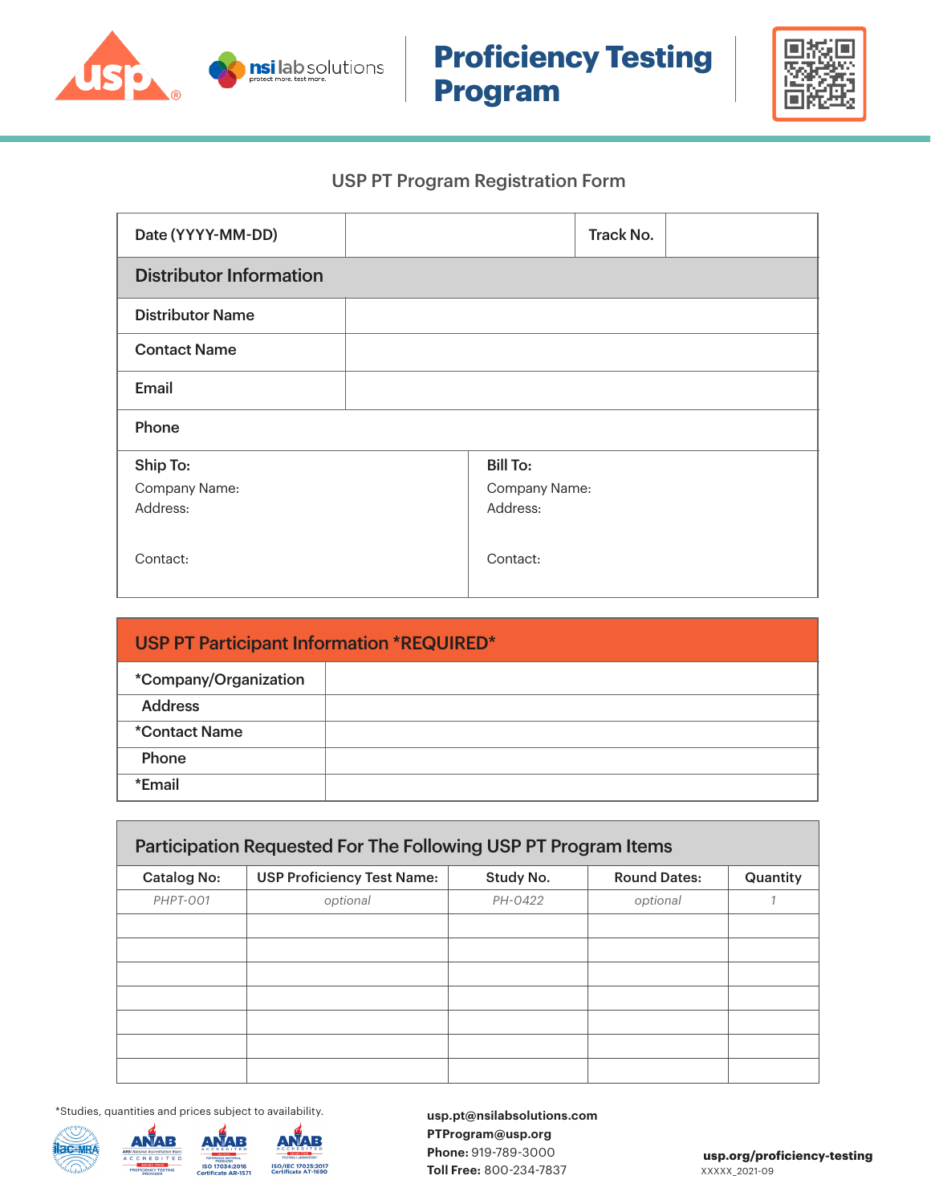# Proficiency Testing Program

## USP PT Program Registration Form

| Date (YYYY-MM-DD) | | Track No. | |
|---|---|---|---|

### Distributor Information

| | |
|---|---|
| Distributor Name | |
| Contact Name | |
| Email | |
| Phone | |

| Ship To: | Bill To: |
|---|---|
| Company Name: | Company Name: |
| Address: | Address: |
| Contact: | Contact: |

### USP PT Participant Information *REQUIRED*

| | |
|---|---|
| *Company/Organization | |
| Address | |
| *Contact Name | |
| Phone | |
| *Email | |

### Participation Requested For The Following USP PT Program Items

| Catalog No: | USP Proficiency Test Name: | Study No. | Round Dates: | Quantity |
|---|---|---|---|---|
| *PHPT-001* | *optional* | *PH-0422* | *optional* | *1* |
| | | | | |
| | | | | |
| | | | | |
| | | | | |
| | | | | |
| | | | | |
| | | | | |

*Studies, quantities and prices subject to availability.

ANAB ISO 17034:2016 Certificate AR-1571

ANAB ISO/IEC 17025:2017 Certificate AT-1690

**usp.pt@nsilabsolutions.com**
**PTProgram@usp.org**
**Phone:** 919-789-3000
**Toll Free:** 800-234-7837

**usp.org/proficiency-testing**

XXXXX_2021-09